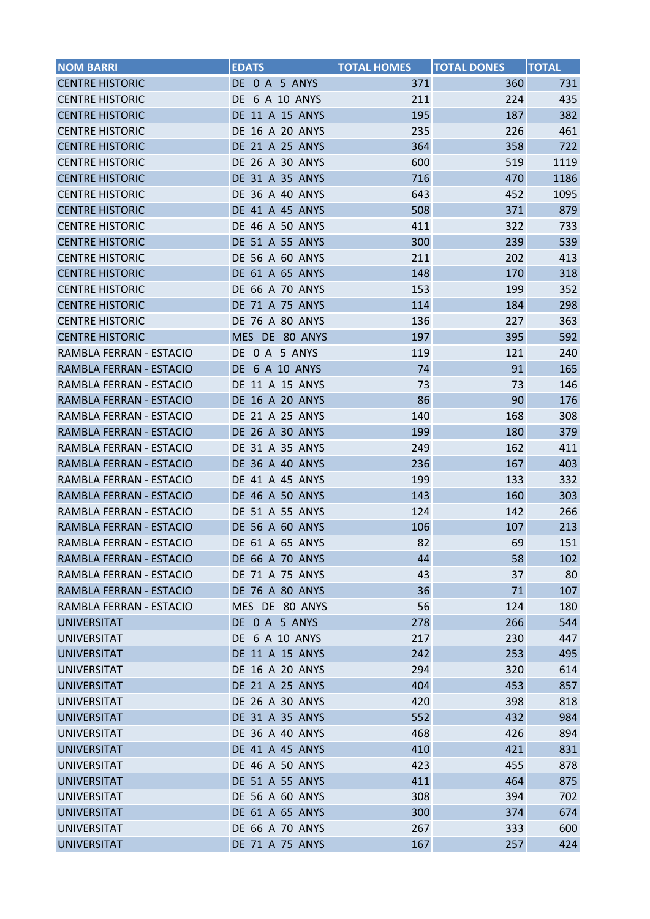| NOM BARRI | EDATS | TOTAL HOMES | TOTAL DONES | TOTAL |
|---|---|---|---|---|
| CENTRE HISTORIC | DE 0 A 5 ANYS | 371 | 360 | 731 |
| CENTRE HISTORIC | DE 6 A 10 ANYS | 211 | 224 | 435 |
| CENTRE HISTORIC | DE 11 A 15 ANYS | 195 | 187 | 382 |
| CENTRE HISTORIC | DE 16 A 20 ANYS | 235 | 226 | 461 |
| CENTRE HISTORIC | DE 21 A 25 ANYS | 364 | 358 | 722 |
| CENTRE HISTORIC | DE 26 A 30 ANYS | 600 | 519 | 1119 |
| CENTRE HISTORIC | DE 31 A 35 ANYS | 716 | 470 | 1186 |
| CENTRE HISTORIC | DE 36 A 40 ANYS | 643 | 452 | 1095 |
| CENTRE HISTORIC | DE 41 A 45 ANYS | 508 | 371 | 879 |
| CENTRE HISTORIC | DE 46 A 50 ANYS | 411 | 322 | 733 |
| CENTRE HISTORIC | DE 51 A 55 ANYS | 300 | 239 | 539 |
| CENTRE HISTORIC | DE 56 A 60 ANYS | 211 | 202 | 413 |
| CENTRE HISTORIC | DE 61 A 65 ANYS | 148 | 170 | 318 |
| CENTRE HISTORIC | DE 66 A 70 ANYS | 153 | 199 | 352 |
| CENTRE HISTORIC | DE 71 A 75 ANYS | 114 | 184 | 298 |
| CENTRE HISTORIC | DE 76 A 80 ANYS | 136 | 227 | 363 |
| CENTRE HISTORIC | MES DE 80 ANYS | 197 | 395 | 592 |
| RAMBLA FERRAN - ESTACIO | DE 0 A 5 ANYS | 119 | 121 | 240 |
| RAMBLA FERRAN - ESTACIO | DE 6 A 10 ANYS | 74 | 91 | 165 |
| RAMBLA FERRAN - ESTACIO | DE 11 A 15 ANYS | 73 | 73 | 146 |
| RAMBLA FERRAN - ESTACIO | DE 16 A 20 ANYS | 86 | 90 | 176 |
| RAMBLA FERRAN - ESTACIO | DE 21 A 25 ANYS | 140 | 168 | 308 |
| RAMBLA FERRAN - ESTACIO | DE 26 A 30 ANYS | 199 | 180 | 379 |
| RAMBLA FERRAN - ESTACIO | DE 31 A 35 ANYS | 249 | 162 | 411 |
| RAMBLA FERRAN - ESTACIO | DE 36 A 40 ANYS | 236 | 167 | 403 |
| RAMBLA FERRAN - ESTACIO | DE 41 A 45 ANYS | 199 | 133 | 332 |
| RAMBLA FERRAN - ESTACIO | DE 46 A 50 ANYS | 143 | 160 | 303 |
| RAMBLA FERRAN - ESTACIO | DE 51 A 55 ANYS | 124 | 142 | 266 |
| RAMBLA FERRAN - ESTACIO | DE 56 A 60 ANYS | 106 | 107 | 213 |
| RAMBLA FERRAN - ESTACIO | DE 61 A 65 ANYS | 82 | 69 | 151 |
| RAMBLA FERRAN - ESTACIO | DE 66 A 70 ANYS | 44 | 58 | 102 |
| RAMBLA FERRAN - ESTACIO | DE 71 A 75 ANYS | 43 | 37 | 80 |
| RAMBLA FERRAN - ESTACIO | DE 76 A 80 ANYS | 36 | 71 | 107 |
| RAMBLA FERRAN - ESTACIO | MES DE 80 ANYS | 56 | 124 | 180 |
| UNIVERSITAT | DE 0 A 5 ANYS | 278 | 266 | 544 |
| UNIVERSITAT | DE 6 A 10 ANYS | 217 | 230 | 447 |
| UNIVERSITAT | DE 11 A 15 ANYS | 242 | 253 | 495 |
| UNIVERSITAT | DE 16 A 20 ANYS | 294 | 320 | 614 |
| UNIVERSITAT | DE 21 A 25 ANYS | 404 | 453 | 857 |
| UNIVERSITAT | DE 26 A 30 ANYS | 420 | 398 | 818 |
| UNIVERSITAT | DE 31 A 35 ANYS | 552 | 432 | 984 |
| UNIVERSITAT | DE 36 A 40 ANYS | 468 | 426 | 894 |
| UNIVERSITAT | DE 41 A 45 ANYS | 410 | 421 | 831 |
| UNIVERSITAT | DE 46 A 50 ANYS | 423 | 455 | 878 |
| UNIVERSITAT | DE 51 A 55 ANYS | 411 | 464 | 875 |
| UNIVERSITAT | DE 56 A 60 ANYS | 308 | 394 | 702 |
| UNIVERSITAT | DE 61 A 65 ANYS | 300 | 374 | 674 |
| UNIVERSITAT | DE 66 A 70 ANYS | 267 | 333 | 600 |
| UNIVERSITAT | DE 71 A 75 ANYS | 167 | 257 | 424 |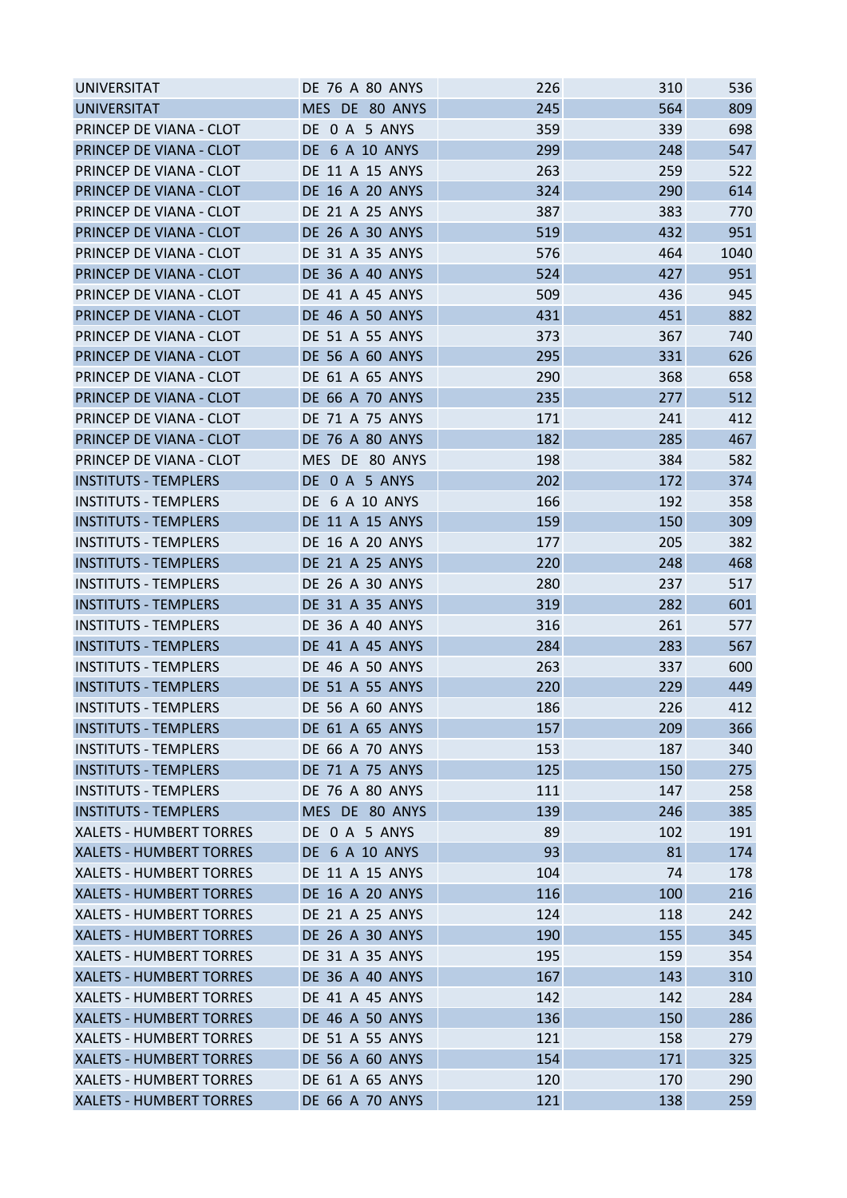| | | | | |
|---|---|---|---|---|
| UNIVERSITAT | DE 76 A 80 ANYS | 226 | 310 | 536 |
| UNIVERSITAT | MES DE 80 ANYS | 245 | 564 | 809 |
| PRINCEP DE VIANA - CLOT | DE 0 A 5 ANYS | 359 | 339 | 698 |
| PRINCEP DE VIANA - CLOT | DE 6 A 10 ANYS | 299 | 248 | 547 |
| PRINCEP DE VIANA - CLOT | DE 11 A 15 ANYS | 263 | 259 | 522 |
| PRINCEP DE VIANA - CLOT | DE 16 A 20 ANYS | 324 | 290 | 614 |
| PRINCEP DE VIANA - CLOT | DE 21 A 25 ANYS | 387 | 383 | 770 |
| PRINCEP DE VIANA - CLOT | DE 26 A 30 ANYS | 519 | 432 | 951 |
| PRINCEP DE VIANA - CLOT | DE 31 A 35 ANYS | 576 | 464 | 1040 |
| PRINCEP DE VIANA - CLOT | DE 36 A 40 ANYS | 524 | 427 | 951 |
| PRINCEP DE VIANA - CLOT | DE 41 A 45 ANYS | 509 | 436 | 945 |
| PRINCEP DE VIANA - CLOT | DE 46 A 50 ANYS | 431 | 451 | 882 |
| PRINCEP DE VIANA - CLOT | DE 51 A 55 ANYS | 373 | 367 | 740 |
| PRINCEP DE VIANA - CLOT | DE 56 A 60 ANYS | 295 | 331 | 626 |
| PRINCEP DE VIANA - CLOT | DE 61 A 65 ANYS | 290 | 368 | 658 |
| PRINCEP DE VIANA - CLOT | DE 66 A 70 ANYS | 235 | 277 | 512 |
| PRINCEP DE VIANA - CLOT | DE 71 A 75 ANYS | 171 | 241 | 412 |
| PRINCEP DE VIANA - CLOT | DE 76 A 80 ANYS | 182 | 285 | 467 |
| PRINCEP DE VIANA - CLOT | MES DE 80 ANYS | 198 | 384 | 582 |
| INSTITUTS - TEMPLERS | DE 0 A 5 ANYS | 202 | 172 | 374 |
| INSTITUTS - TEMPLERS | DE 6 A 10 ANYS | 166 | 192 | 358 |
| INSTITUTS - TEMPLERS | DE 11 A 15 ANYS | 159 | 150 | 309 |
| INSTITUTS - TEMPLERS | DE 16 A 20 ANYS | 177 | 205 | 382 |
| INSTITUTS - TEMPLERS | DE 21 A 25 ANYS | 220 | 248 | 468 |
| INSTITUTS - TEMPLERS | DE 26 A 30 ANYS | 280 | 237 | 517 |
| INSTITUTS - TEMPLERS | DE 31 A 35 ANYS | 319 | 282 | 601 |
| INSTITUTS - TEMPLERS | DE 36 A 40 ANYS | 316 | 261 | 577 |
| INSTITUTS - TEMPLERS | DE 41 A 45 ANYS | 284 | 283 | 567 |
| INSTITUTS - TEMPLERS | DE 46 A 50 ANYS | 263 | 337 | 600 |
| INSTITUTS - TEMPLERS | DE 51 A 55 ANYS | 220 | 229 | 449 |
| INSTITUTS - TEMPLERS | DE 56 A 60 ANYS | 186 | 226 | 412 |
| INSTITUTS - TEMPLERS | DE 61 A 65 ANYS | 157 | 209 | 366 |
| INSTITUTS - TEMPLERS | DE 66 A 70 ANYS | 153 | 187 | 340 |
| INSTITUTS - TEMPLERS | DE 71 A 75 ANYS | 125 | 150 | 275 |
| INSTITUTS - TEMPLERS | DE 76 A 80 ANYS | 111 | 147 | 258 |
| INSTITUTS - TEMPLERS | MES DE 80 ANYS | 139 | 246 | 385 |
| XALETS - HUMBERT TORRES | DE 0 A 5 ANYS | 89 | 102 | 191 |
| XALETS - HUMBERT TORRES | DE 6 A 10 ANYS | 93 | 81 | 174 |
| XALETS - HUMBERT TORRES | DE 11 A 15 ANYS | 104 | 74 | 178 |
| XALETS - HUMBERT TORRES | DE 16 A 20 ANYS | 116 | 100 | 216 |
| XALETS - HUMBERT TORRES | DE 21 A 25 ANYS | 124 | 118 | 242 |
| XALETS - HUMBERT TORRES | DE 26 A 30 ANYS | 190 | 155 | 345 |
| XALETS - HUMBERT TORRES | DE 31 A 35 ANYS | 195 | 159 | 354 |
| XALETS - HUMBERT TORRES | DE 36 A 40 ANYS | 167 | 143 | 310 |
| XALETS - HUMBERT TORRES | DE 41 A 45 ANYS | 142 | 142 | 284 |
| XALETS - HUMBERT TORRES | DE 46 A 50 ANYS | 136 | 150 | 286 |
| XALETS - HUMBERT TORRES | DE 51 A 55 ANYS | 121 | 158 | 279 |
| XALETS - HUMBERT TORRES | DE 56 A 60 ANYS | 154 | 171 | 325 |
| XALETS - HUMBERT TORRES | DE 61 A 65 ANYS | 120 | 170 | 290 |
| XALETS - HUMBERT TORRES | DE 66 A 70 ANYS | 121 | 138 | 259 |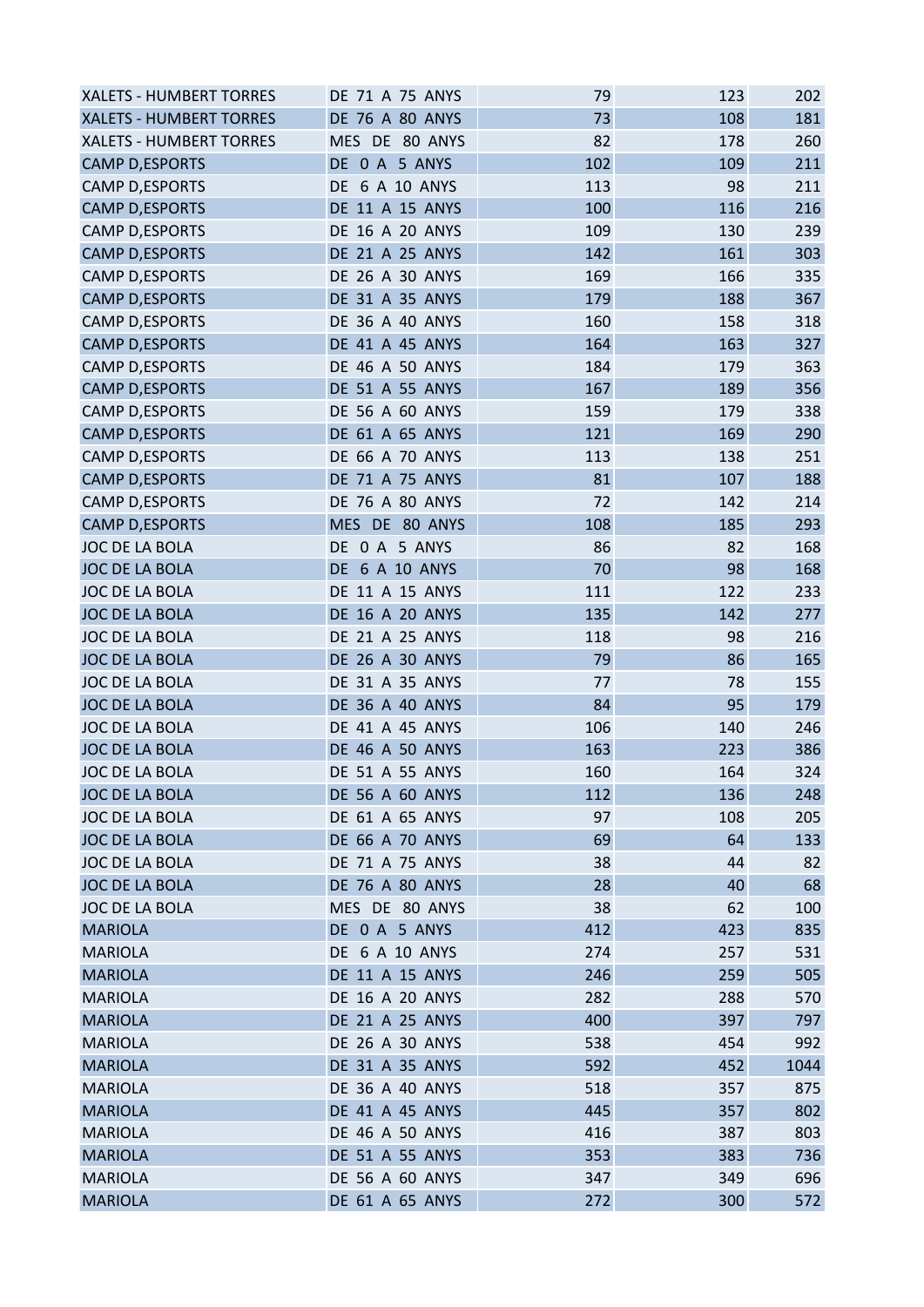| | | | | |
|---|---|---|---|---|
| XALETS - HUMBERT TORRES | DE 71 A 75 ANYS | 79 | 123 | 202 |
| XALETS - HUMBERT TORRES | DE 76 A 80 ANYS | 73 | 108 | 181 |
| XALETS - HUMBERT TORRES | MES DE 80 ANYS | 82 | 178 | 260 |
| CAMP D,ESPORTS | DE 0 A 5 ANYS | 102 | 109 | 211 |
| CAMP D,ESPORTS | DE 6 A 10 ANYS | 113 | 98 | 211 |
| CAMP D,ESPORTS | DE 11 A 15 ANYS | 100 | 116 | 216 |
| CAMP D,ESPORTS | DE 16 A 20 ANYS | 109 | 130 | 239 |
| CAMP D,ESPORTS | DE 21 A 25 ANYS | 142 | 161 | 303 |
| CAMP D,ESPORTS | DE 26 A 30 ANYS | 169 | 166 | 335 |
| CAMP D,ESPORTS | DE 31 A 35 ANYS | 179 | 188 | 367 |
| CAMP D,ESPORTS | DE 36 A 40 ANYS | 160 | 158 | 318 |
| CAMP D,ESPORTS | DE 41 A 45 ANYS | 164 | 163 | 327 |
| CAMP D,ESPORTS | DE 46 A 50 ANYS | 184 | 179 | 363 |
| CAMP D,ESPORTS | DE 51 A 55 ANYS | 167 | 189 | 356 |
| CAMP D,ESPORTS | DE 56 A 60 ANYS | 159 | 179 | 338 |
| CAMP D,ESPORTS | DE 61 A 65 ANYS | 121 | 169 | 290 |
| CAMP D,ESPORTS | DE 66 A 70 ANYS | 113 | 138 | 251 |
| CAMP D,ESPORTS | DE 71 A 75 ANYS | 81 | 107 | 188 |
| CAMP D,ESPORTS | DE 76 A 80 ANYS | 72 | 142 | 214 |
| CAMP D,ESPORTS | MES DE 80 ANYS | 108 | 185 | 293 |
| JOC DE LA BOLA | DE 0 A 5 ANYS | 86 | 82 | 168 |
| JOC DE LA BOLA | DE 6 A 10 ANYS | 70 | 98 | 168 |
| JOC DE LA BOLA | DE 11 A 15 ANYS | 111 | 122 | 233 |
| JOC DE LA BOLA | DE 16 A 20 ANYS | 135 | 142 | 277 |
| JOC DE LA BOLA | DE 21 A 25 ANYS | 118 | 98 | 216 |
| JOC DE LA BOLA | DE 26 A 30 ANYS | 79 | 86 | 165 |
| JOC DE LA BOLA | DE 31 A 35 ANYS | 77 | 78 | 155 |
| JOC DE LA BOLA | DE 36 A 40 ANYS | 84 | 95 | 179 |
| JOC DE LA BOLA | DE 41 A 45 ANYS | 106 | 140 | 246 |
| JOC DE LA BOLA | DE 46 A 50 ANYS | 163 | 223 | 386 |
| JOC DE LA BOLA | DE 51 A 55 ANYS | 160 | 164 | 324 |
| JOC DE LA BOLA | DE 56 A 60 ANYS | 112 | 136 | 248 |
| JOC DE LA BOLA | DE 61 A 65 ANYS | 97 | 108 | 205 |
| JOC DE LA BOLA | DE 66 A 70 ANYS | 69 | 64 | 133 |
| JOC DE LA BOLA | DE 71 A 75 ANYS | 38 | 44 | 82 |
| JOC DE LA BOLA | DE 76 A 80 ANYS | 28 | 40 | 68 |
| JOC DE LA BOLA | MES DE 80 ANYS | 38 | 62 | 100 |
| MARIOLA | DE 0 A 5 ANYS | 412 | 423 | 835 |
| MARIOLA | DE 6 A 10 ANYS | 274 | 257 | 531 |
| MARIOLA | DE 11 A 15 ANYS | 246 | 259 | 505 |
| MARIOLA | DE 16 A 20 ANYS | 282 | 288 | 570 |
| MARIOLA | DE 21 A 25 ANYS | 400 | 397 | 797 |
| MARIOLA | DE 26 A 30 ANYS | 538 | 454 | 992 |
| MARIOLA | DE 31 A 35 ANYS | 592 | 452 | 1044 |
| MARIOLA | DE 36 A 40 ANYS | 518 | 357 | 875 |
| MARIOLA | DE 41 A 45 ANYS | 445 | 357 | 802 |
| MARIOLA | DE 46 A 50 ANYS | 416 | 387 | 803 |
| MARIOLA | DE 51 A 55 ANYS | 353 | 383 | 736 |
| MARIOLA | DE 56 A 60 ANYS | 347 | 349 | 696 |
| MARIOLA | DE 61 A 65 ANYS | 272 | 300 | 572 |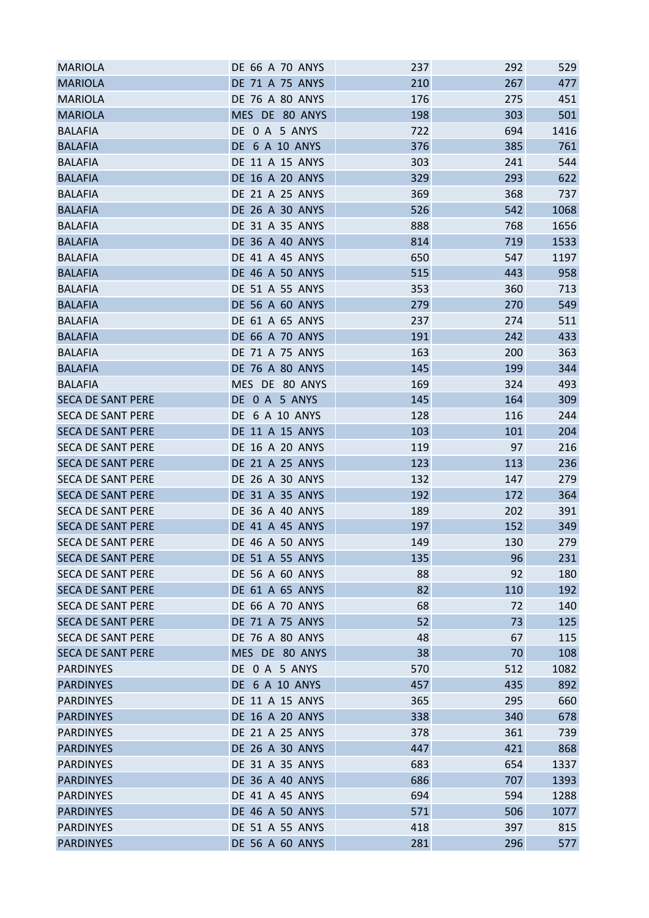| | | | | |
|---|---|---|---|---|
| MARIOLA | DE 66 A 70 ANYS | 237 | 292 | 529 |
| MARIOLA | DE 71 A 75 ANYS | 210 | 267 | 477 |
| MARIOLA | DE 76 A 80 ANYS | 176 | 275 | 451 |
| MARIOLA | MES DE 80 ANYS | 198 | 303 | 501 |
| BALAFIA | DE 0 A 5 ANYS | 722 | 694 | 1416 |
| BALAFIA | DE 6 A 10 ANYS | 376 | 385 | 761 |
| BALAFIA | DE 11 A 15 ANYS | 303 | 241 | 544 |
| BALAFIA | DE 16 A 20 ANYS | 329 | 293 | 622 |
| BALAFIA | DE 21 A 25 ANYS | 369 | 368 | 737 |
| BALAFIA | DE 26 A 30 ANYS | 526 | 542 | 1068 |
| BALAFIA | DE 31 A 35 ANYS | 888 | 768 | 1656 |
| BALAFIA | DE 36 A 40 ANYS | 814 | 719 | 1533 |
| BALAFIA | DE 41 A 45 ANYS | 650 | 547 | 1197 |
| BALAFIA | DE 46 A 50 ANYS | 515 | 443 | 958 |
| BALAFIA | DE 51 A 55 ANYS | 353 | 360 | 713 |
| BALAFIA | DE 56 A 60 ANYS | 279 | 270 | 549 |
| BALAFIA | DE 61 A 65 ANYS | 237 | 274 | 511 |
| BALAFIA | DE 66 A 70 ANYS | 191 | 242 | 433 |
| BALAFIA | DE 71 A 75 ANYS | 163 | 200 | 363 |
| BALAFIA | DE 76 A 80 ANYS | 145 | 199 | 344 |
| BALAFIA | MES DE 80 ANYS | 169 | 324 | 493 |
| SECA DE SANT PERE | DE 0 A 5 ANYS | 145 | 164 | 309 |
| SECA DE SANT PERE | DE 6 A 10 ANYS | 128 | 116 | 244 |
| SECA DE SANT PERE | DE 11 A 15 ANYS | 103 | 101 | 204 |
| SECA DE SANT PERE | DE 16 A 20 ANYS | 119 | 97 | 216 |
| SECA DE SANT PERE | DE 21 A 25 ANYS | 123 | 113 | 236 |
| SECA DE SANT PERE | DE 26 A 30 ANYS | 132 | 147 | 279 |
| SECA DE SANT PERE | DE 31 A 35 ANYS | 192 | 172 | 364 |
| SECA DE SANT PERE | DE 36 A 40 ANYS | 189 | 202 | 391 |
| SECA DE SANT PERE | DE 41 A 45 ANYS | 197 | 152 | 349 |
| SECA DE SANT PERE | DE 46 A 50 ANYS | 149 | 130 | 279 |
| SECA DE SANT PERE | DE 51 A 55 ANYS | 135 | 96 | 231 |
| SECA DE SANT PERE | DE 56 A 60 ANYS | 88 | 92 | 180 |
| SECA DE SANT PERE | DE 61 A 65 ANYS | 82 | 110 | 192 |
| SECA DE SANT PERE | DE 66 A 70 ANYS | 68 | 72 | 140 |
| SECA DE SANT PERE | DE 71 A 75 ANYS | 52 | 73 | 125 |
| SECA DE SANT PERE | DE 76 A 80 ANYS | 48 | 67 | 115 |
| SECA DE SANT PERE | MES DE 80 ANYS | 38 | 70 | 108 |
| PARDINYES | DE 0 A 5 ANYS | 570 | 512 | 1082 |
| PARDINYES | DE 6 A 10 ANYS | 457 | 435 | 892 |
| PARDINYES | DE 11 A 15 ANYS | 365 | 295 | 660 |
| PARDINYES | DE 16 A 20 ANYS | 338 | 340 | 678 |
| PARDINYES | DE 21 A 25 ANYS | 378 | 361 | 739 |
| PARDINYES | DE 26 A 30 ANYS | 447 | 421 | 868 |
| PARDINYES | DE 31 A 35 ANYS | 683 | 654 | 1337 |
| PARDINYES | DE 36 A 40 ANYS | 686 | 707 | 1393 |
| PARDINYES | DE 41 A 45 ANYS | 694 | 594 | 1288 |
| PARDINYES | DE 46 A 50 ANYS | 571 | 506 | 1077 |
| PARDINYES | DE 51 A 55 ANYS | 418 | 397 | 815 |
| PARDINYES | DE 56 A 60 ANYS | 281 | 296 | 577 |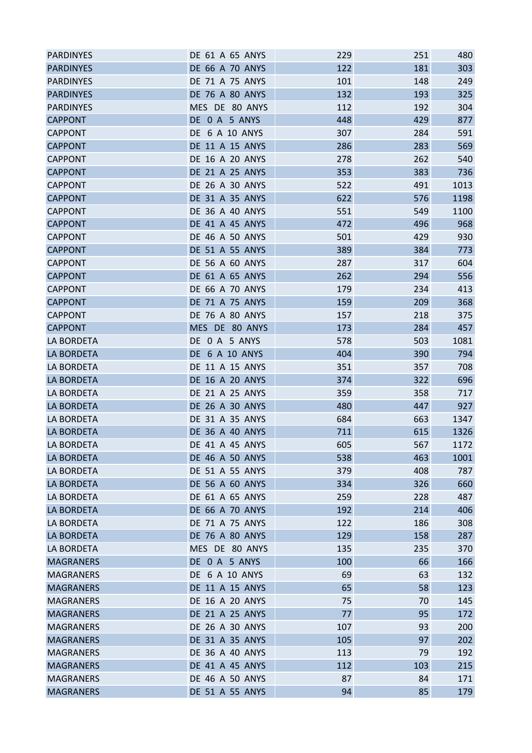| | | | | |
|---|---|---|---|---|
| PARDINYES | DE 61 A 65 ANYS | 229 | 251 | 480 |
| PARDINYES | DE 66 A 70 ANYS | 122 | 181 | 303 |
| PARDINYES | DE 71 A 75 ANYS | 101 | 148 | 249 |
| PARDINYES | DE 76 A 80 ANYS | 132 | 193 | 325 |
| PARDINYES | MES DE 80 ANYS | 112 | 192 | 304 |
| CAPPONT | DE 0 A 5 ANYS | 448 | 429 | 877 |
| CAPPONT | DE 6 A 10 ANYS | 307 | 284 | 591 |
| CAPPONT | DE 11 A 15 ANYS | 286 | 283 | 569 |
| CAPPONT | DE 16 A 20 ANYS | 278 | 262 | 540 |
| CAPPONT | DE 21 A 25 ANYS | 353 | 383 | 736 |
| CAPPONT | DE 26 A 30 ANYS | 522 | 491 | 1013 |
| CAPPONT | DE 31 A 35 ANYS | 622 | 576 | 1198 |
| CAPPONT | DE 36 A 40 ANYS | 551 | 549 | 1100 |
| CAPPONT | DE 41 A 45 ANYS | 472 | 496 | 968 |
| CAPPONT | DE 46 A 50 ANYS | 501 | 429 | 930 |
| CAPPONT | DE 51 A 55 ANYS | 389 | 384 | 773 |
| CAPPONT | DE 56 A 60 ANYS | 287 | 317 | 604 |
| CAPPONT | DE 61 A 65 ANYS | 262 | 294 | 556 |
| CAPPONT | DE 66 A 70 ANYS | 179 | 234 | 413 |
| CAPPONT | DE 71 A 75 ANYS | 159 | 209 | 368 |
| CAPPONT | DE 76 A 80 ANYS | 157 | 218 | 375 |
| CAPPONT | MES DE 80 ANYS | 173 | 284 | 457 |
| LA BORDETA | DE 0 A 5 ANYS | 578 | 503 | 1081 |
| LA BORDETA | DE 6 A 10 ANYS | 404 | 390 | 794 |
| LA BORDETA | DE 11 A 15 ANYS | 351 | 357 | 708 |
| LA BORDETA | DE 16 A 20 ANYS | 374 | 322 | 696 |
| LA BORDETA | DE 21 A 25 ANYS | 359 | 358 | 717 |
| LA BORDETA | DE 26 A 30 ANYS | 480 | 447 | 927 |
| LA BORDETA | DE 31 A 35 ANYS | 684 | 663 | 1347 |
| LA BORDETA | DE 36 A 40 ANYS | 711 | 615 | 1326 |
| LA BORDETA | DE 41 A 45 ANYS | 605 | 567 | 1172 |
| LA BORDETA | DE 46 A 50 ANYS | 538 | 463 | 1001 |
| LA BORDETA | DE 51 A 55 ANYS | 379 | 408 | 787 |
| LA BORDETA | DE 56 A 60 ANYS | 334 | 326 | 660 |
| LA BORDETA | DE 61 A 65 ANYS | 259 | 228 | 487 |
| LA BORDETA | DE 66 A 70 ANYS | 192 | 214 | 406 |
| LA BORDETA | DE 71 A 75 ANYS | 122 | 186 | 308 |
| LA BORDETA | DE 76 A 80 ANYS | 129 | 158 | 287 |
| LA BORDETA | MES DE 80 ANYS | 135 | 235 | 370 |
| MAGRANERS | DE 0 A 5 ANYS | 100 | 66 | 166 |
| MAGRANERS | DE 6 A 10 ANYS | 69 | 63 | 132 |
| MAGRANERS | DE 11 A 15 ANYS | 65 | 58 | 123 |
| MAGRANERS | DE 16 A 20 ANYS | 75 | 70 | 145 |
| MAGRANERS | DE 21 A 25 ANYS | 77 | 95 | 172 |
| MAGRANERS | DE 26 A 30 ANYS | 107 | 93 | 200 |
| MAGRANERS | DE 31 A 35 ANYS | 105 | 97 | 202 |
| MAGRANERS | DE 36 A 40 ANYS | 113 | 79 | 192 |
| MAGRANERS | DE 41 A 45 ANYS | 112 | 103 | 215 |
| MAGRANERS | DE 46 A 50 ANYS | 87 | 84 | 171 |
| MAGRANERS | DE 51 A 55 ANYS | 94 | 85 | 179 |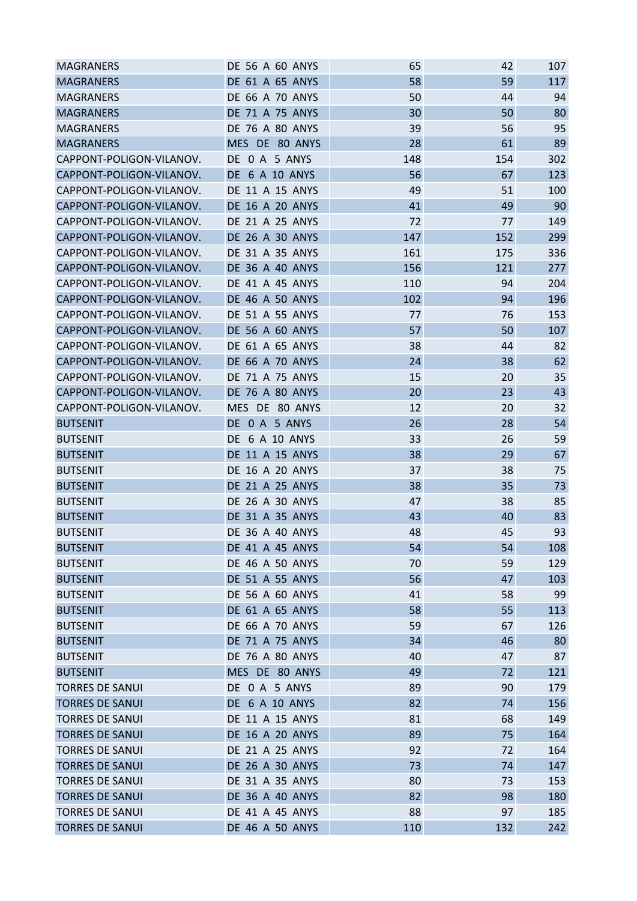| | | | | |
|---|---|---|---|---|
| MAGRANERS | DE 56 A 60 ANYS | 65 | 42 | 107 |
| MAGRANERS | DE 61 A 65 ANYS | 58 | 59 | 117 |
| MAGRANERS | DE 66 A 70 ANYS | 50 | 44 | 94 |
| MAGRANERS | DE 71 A 75 ANYS | 30 | 50 | 80 |
| MAGRANERS | DE 76 A 80 ANYS | 39 | 56 | 95 |
| MAGRANERS | MES DE 80 ANYS | 28 | 61 | 89 |
| CAPPONT-POLIGON-VILANOV. | DE 0 A 5 ANYS | 148 | 154 | 302 |
| CAPPONT-POLIGON-VILANOV. | DE 6 A 10 ANYS | 56 | 67 | 123 |
| CAPPONT-POLIGON-VILANOV. | DE 11 A 15 ANYS | 49 | 51 | 100 |
| CAPPONT-POLIGON-VILANOV. | DE 16 A 20 ANYS | 41 | 49 | 90 |
| CAPPONT-POLIGON-VILANOV. | DE 21 A 25 ANYS | 72 | 77 | 149 |
| CAPPONT-POLIGON-VILANOV. | DE 26 A 30 ANYS | 147 | 152 | 299 |
| CAPPONT-POLIGON-VILANOV. | DE 31 A 35 ANYS | 161 | 175 | 336 |
| CAPPONT-POLIGON-VILANOV. | DE 36 A 40 ANYS | 156 | 121 | 277 |
| CAPPONT-POLIGON-VILANOV. | DE 41 A 45 ANYS | 110 | 94 | 204 |
| CAPPONT-POLIGON-VILANOV. | DE 46 A 50 ANYS | 102 | 94 | 196 |
| CAPPONT-POLIGON-VILANOV. | DE 51 A 55 ANYS | 77 | 76 | 153 |
| CAPPONT-POLIGON-VILANOV. | DE 56 A 60 ANYS | 57 | 50 | 107 |
| CAPPONT-POLIGON-VILANOV. | DE 61 A 65 ANYS | 38 | 44 | 82 |
| CAPPONT-POLIGON-VILANOV. | DE 66 A 70 ANYS | 24 | 38 | 62 |
| CAPPONT-POLIGON-VILANOV. | DE 71 A 75 ANYS | 15 | 20 | 35 |
| CAPPONT-POLIGON-VILANOV. | DE 76 A 80 ANYS | 20 | 23 | 43 |
| CAPPONT-POLIGON-VILANOV. | MES DE 80 ANYS | 12 | 20 | 32 |
| BUTSENIT | DE 0 A 5 ANYS | 26 | 28 | 54 |
| BUTSENIT | DE 6 A 10 ANYS | 33 | 26 | 59 |
| BUTSENIT | DE 11 A 15 ANYS | 38 | 29 | 67 |
| BUTSENIT | DE 16 A 20 ANYS | 37 | 38 | 75 |
| BUTSENIT | DE 21 A 25 ANYS | 38 | 35 | 73 |
| BUTSENIT | DE 26 A 30 ANYS | 47 | 38 | 85 |
| BUTSENIT | DE 31 A 35 ANYS | 43 | 40 | 83 |
| BUTSENIT | DE 36 A 40 ANYS | 48 | 45 | 93 |
| BUTSENIT | DE 41 A 45 ANYS | 54 | 54 | 108 |
| BUTSENIT | DE 46 A 50 ANYS | 70 | 59 | 129 |
| BUTSENIT | DE 51 A 55 ANYS | 56 | 47 | 103 |
| BUTSENIT | DE 56 A 60 ANYS | 41 | 58 | 99 |
| BUTSENIT | DE 61 A 65 ANYS | 58 | 55 | 113 |
| BUTSENIT | DE 66 A 70 ANYS | 59 | 67 | 126 |
| BUTSENIT | DE 71 A 75 ANYS | 34 | 46 | 80 |
| BUTSENIT | DE 76 A 80 ANYS | 40 | 47 | 87 |
| BUTSENIT | MES DE 80 ANYS | 49 | 72 | 121 |
| TORRES DE SANUI | DE 0 A 5 ANYS | 89 | 90 | 179 |
| TORRES DE SANUI | DE 6 A 10 ANYS | 82 | 74 | 156 |
| TORRES DE SANUI | DE 11 A 15 ANYS | 81 | 68 | 149 |
| TORRES DE SANUI | DE 16 A 20 ANYS | 89 | 75 | 164 |
| TORRES DE SANUI | DE 21 A 25 ANYS | 92 | 72 | 164 |
| TORRES DE SANUI | DE 26 A 30 ANYS | 73 | 74 | 147 |
| TORRES DE SANUI | DE 31 A 35 ANYS | 80 | 73 | 153 |
| TORRES DE SANUI | DE 36 A 40 ANYS | 82 | 98 | 180 |
| TORRES DE SANUI | DE 41 A 45 ANYS | 88 | 97 | 185 |
| TORRES DE SANUI | DE 46 A 50 ANYS | 110 | 132 | 242 |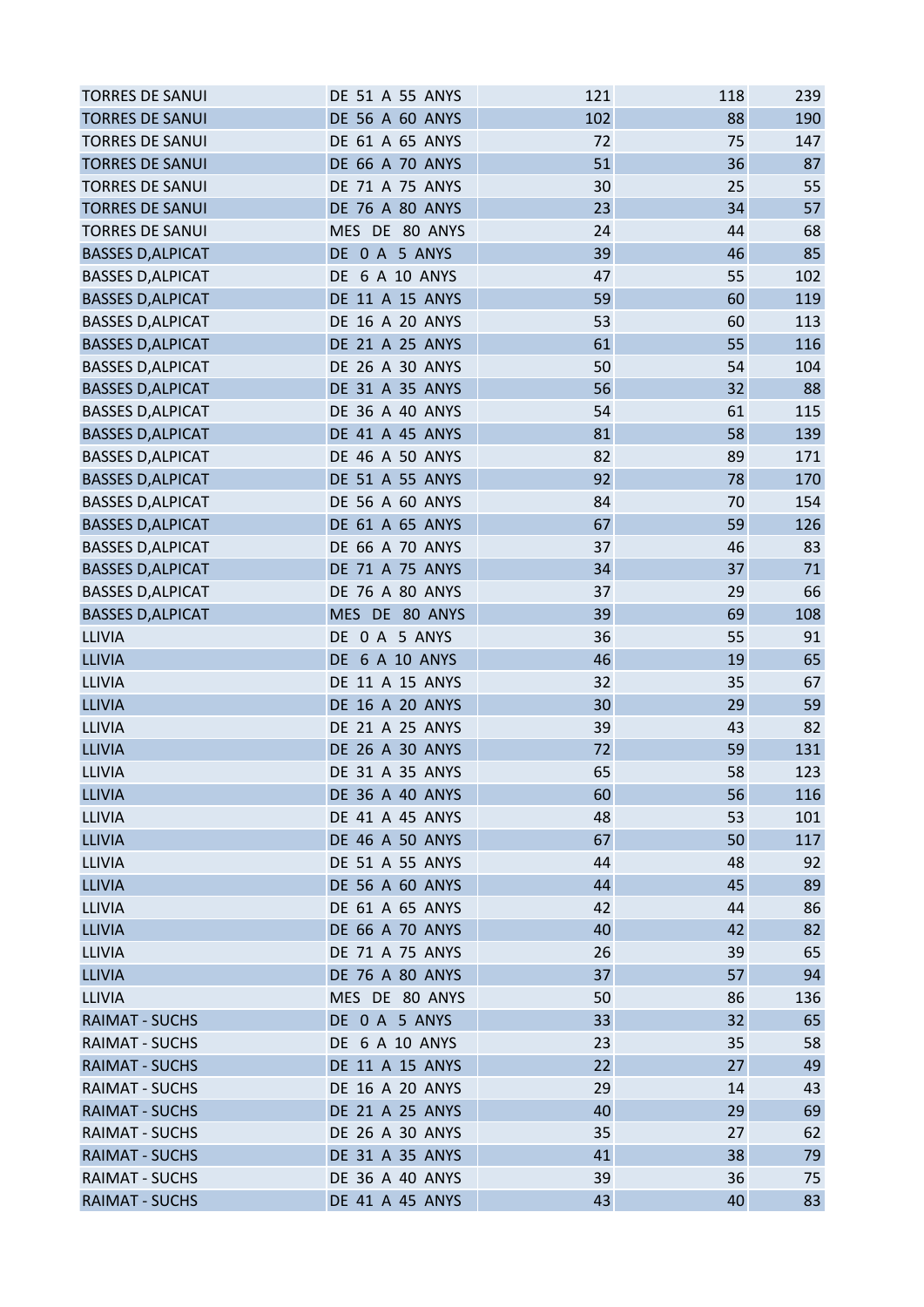| | | | | |
|---|---|---|---|---|
| TORRES DE SANUI | DE 51 A 55 ANYS | 121 | 118 | 239 |
| TORRES DE SANUI | DE 56 A 60 ANYS | 102 | 88 | 190 |
| TORRES DE SANUI | DE 61 A 65 ANYS | 72 | 75 | 147 |
| TORRES DE SANUI | DE 66 A 70 ANYS | 51 | 36 | 87 |
| TORRES DE SANUI | DE 71 A 75 ANYS | 30 | 25 | 55 |
| TORRES DE SANUI | DE 76 A 80 ANYS | 23 | 34 | 57 |
| TORRES DE SANUI | MES DE 80 ANYS | 24 | 44 | 68 |
| BASSES D,ALPICAT | DE 0 A 5 ANYS | 39 | 46 | 85 |
| BASSES D,ALPICAT | DE 6 A 10 ANYS | 47 | 55 | 102 |
| BASSES D,ALPICAT | DE 11 A 15 ANYS | 59 | 60 | 119 |
| BASSES D,ALPICAT | DE 16 A 20 ANYS | 53 | 60 | 113 |
| BASSES D,ALPICAT | DE 21 A 25 ANYS | 61 | 55 | 116 |
| BASSES D,ALPICAT | DE 26 A 30 ANYS | 50 | 54 | 104 |
| BASSES D,ALPICAT | DE 31 A 35 ANYS | 56 | 32 | 88 |
| BASSES D,ALPICAT | DE 36 A 40 ANYS | 54 | 61 | 115 |
| BASSES D,ALPICAT | DE 41 A 45 ANYS | 81 | 58 | 139 |
| BASSES D,ALPICAT | DE 46 A 50 ANYS | 82 | 89 | 171 |
| BASSES D,ALPICAT | DE 51 A 55 ANYS | 92 | 78 | 170 |
| BASSES D,ALPICAT | DE 56 A 60 ANYS | 84 | 70 | 154 |
| BASSES D,ALPICAT | DE 61 A 65 ANYS | 67 | 59 | 126 |
| BASSES D,ALPICAT | DE 66 A 70 ANYS | 37 | 46 | 83 |
| BASSES D,ALPICAT | DE 71 A 75 ANYS | 34 | 37 | 71 |
| BASSES D,ALPICAT | DE 76 A 80 ANYS | 37 | 29 | 66 |
| BASSES D,ALPICAT | MES DE 80 ANYS | 39 | 69 | 108 |
| LLIVIA | DE 0 A 5 ANYS | 36 | 55 | 91 |
| LLIVIA | DE 6 A 10 ANYS | 46 | 19 | 65 |
| LLIVIA | DE 11 A 15 ANYS | 32 | 35 | 67 |
| LLIVIA | DE 16 A 20 ANYS | 30 | 29 | 59 |
| LLIVIA | DE 21 A 25 ANYS | 39 | 43 | 82 |
| LLIVIA | DE 26 A 30 ANYS | 72 | 59 | 131 |
| LLIVIA | DE 31 A 35 ANYS | 65 | 58 | 123 |
| LLIVIA | DE 36 A 40 ANYS | 60 | 56 | 116 |
| LLIVIA | DE 41 A 45 ANYS | 48 | 53 | 101 |
| LLIVIA | DE 46 A 50 ANYS | 67 | 50 | 117 |
| LLIVIA | DE 51 A 55 ANYS | 44 | 48 | 92 |
| LLIVIA | DE 56 A 60 ANYS | 44 | 45 | 89 |
| LLIVIA | DE 61 A 65 ANYS | 42 | 44 | 86 |
| LLIVIA | DE 66 A 70 ANYS | 40 | 42 | 82 |
| LLIVIA | DE 71 A 75 ANYS | 26 | 39 | 65 |
| LLIVIA | DE 76 A 80 ANYS | 37 | 57 | 94 |
| LLIVIA | MES DE 80 ANYS | 50 | 86 | 136 |
| RAIMAT - SUCHS | DE 0 A 5 ANYS | 33 | 32 | 65 |
| RAIMAT - SUCHS | DE 6 A 10 ANYS | 23 | 35 | 58 |
| RAIMAT - SUCHS | DE 11 A 15 ANYS | 22 | 27 | 49 |
| RAIMAT - SUCHS | DE 16 A 20 ANYS | 29 | 14 | 43 |
| RAIMAT - SUCHS | DE 21 A 25 ANYS | 40 | 29 | 69 |
| RAIMAT - SUCHS | DE 26 A 30 ANYS | 35 | 27 | 62 |
| RAIMAT - SUCHS | DE 31 A 35 ANYS | 41 | 38 | 79 |
| RAIMAT - SUCHS | DE 36 A 40 ANYS | 39 | 36 | 75 |
| RAIMAT - SUCHS | DE 41 A 45 ANYS | 43 | 40 | 83 |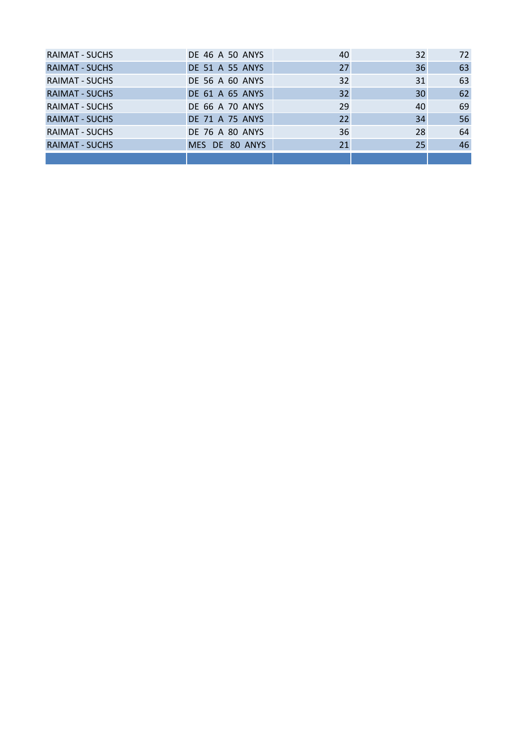| | | | | |
|---|---|---|---|---|
| RAIMAT - SUCHS | DE 46 A 50 ANYS | 40 | 32 | 72 |
| RAIMAT - SUCHS | DE 51 A 55 ANYS | 27 | 36 | 63 |
| RAIMAT - SUCHS | DE 56 A 60 ANYS | 32 | 31 | 63 |
| RAIMAT - SUCHS | DE 61 A 65 ANYS | 32 | 30 | 62 |
| RAIMAT - SUCHS | DE 66 A 70 ANYS | 29 | 40 | 69 |
| RAIMAT - SUCHS | DE 71 A 75 ANYS | 22 | 34 | 56 |
| RAIMAT - SUCHS | DE 76 A 80 ANYS | 36 | 28 | 64 |
| RAIMAT - SUCHS | MES DE 80 ANYS | 21 | 25 | 46 |
| | | | | |